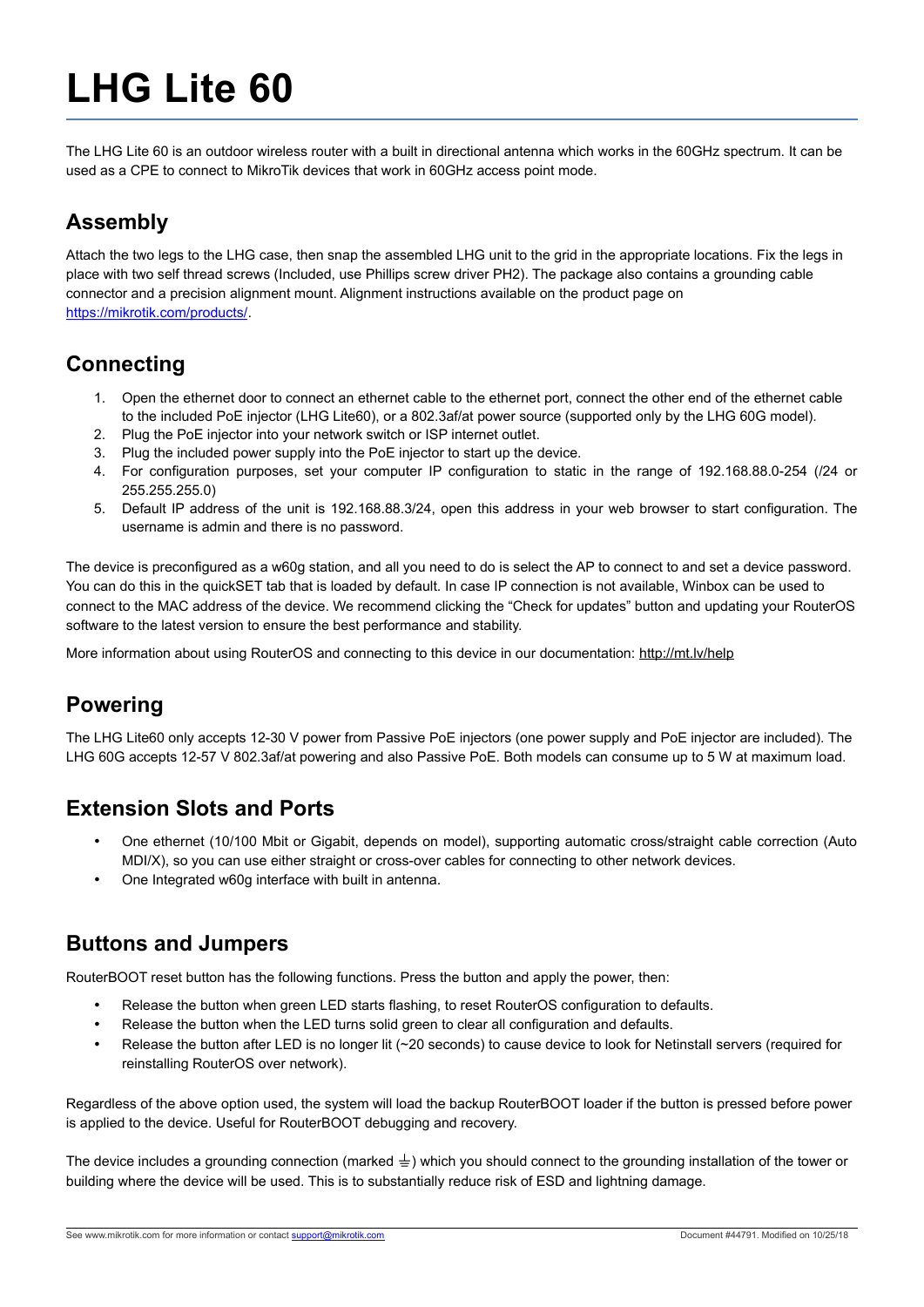# LHG Lite 60

The LHG Lite 60 is an outdoor wireless router with a built in directional antenna which works in the 60GHz spectrum. It can be used as a CPE to connect to MikroTik devices that work in 60GHz access point mode.

## Assembly

Attach the two legs to the LHG case, then snap the assembled LHG unit to the grid in the appropriate locations. Fix the legs in place with two self thread screws (Included, use Phillips screw driver PH2). The package also contains a grounding cable connector and a precision alignment mount. Alignment instructions available on the product page on https://mikrotik.com/products/.

## Connecting

1. Open the ethernet door to connect an ethernet cable to the ethernet port, connect the other end of the ethernet cable to the included PoE injector (LHG Lite60), or a 802.3af/at power source (supported only by the LHG 60G model).
2. Plug the PoE injector into your network switch or ISP internet outlet.
3. Plug the included power supply into the PoE injector to start up the device.
4. For configuration purposes, set your computer IP configuration to static in the range of 192.168.88.0-254 (/24 or 255.255.255.0)
5. Default IP address of the unit is 192.168.88.3/24, open this address in your web browser to start configuration. The username is admin and there is no password.

The device is preconfigured as a w60g station, and all you need to do is select the AP to connect to and set a device password. You can do this in the quickSET tab that is loaded by default. In case IP connection is not available, Winbox can be used to connect to the MAC address of the device. We recommend clicking the “Check for updates” button and updating your RouterOS software to the latest version to ensure the best performance and stability.

More information about using RouterOS and connecting to this device in our documentation: http://mt.lv/help

## Powering

The LHG Lite60 only accepts 12-30 V power from Passive PoE injectors (one power supply and PoE injector are included). The LHG 60G accepts 12-57 V 802.3af/at powering and also Passive PoE. Both models can consume up to 5 W at maximum load.

## Extension Slots and Ports

- One ethernet (10/100 Mbit or Gigabit, depends on model), supporting automatic cross/straight cable correction (Auto MDI/X), so you can use either straight or cross-over cables for connecting to other network devices.
- One Integrated w60g interface with built in antenna.

## Buttons and Jumpers

RouterBOOT reset button has the following functions. Press the button and apply the power, then:

- Release the button when green LED starts flashing, to reset RouterOS configuration to defaults.
- Release the button when the LED turns solid green to clear all configuration and defaults.
- Release the button after LED is no longer lit (~20 seconds) to cause device to look for Netinstall servers (required for reinstalling RouterOS over network).

Regardless of the above option used, the system will load the backup RouterBOOT loader if the button is pressed before power is applied to the device. Useful for RouterBOOT debugging and recovery.

The device includes a grounding connection (marked ⏚) which you should connect to the grounding installation of the tower or building where the device will be used. This is to substantially reduce risk of ESD and lightning damage.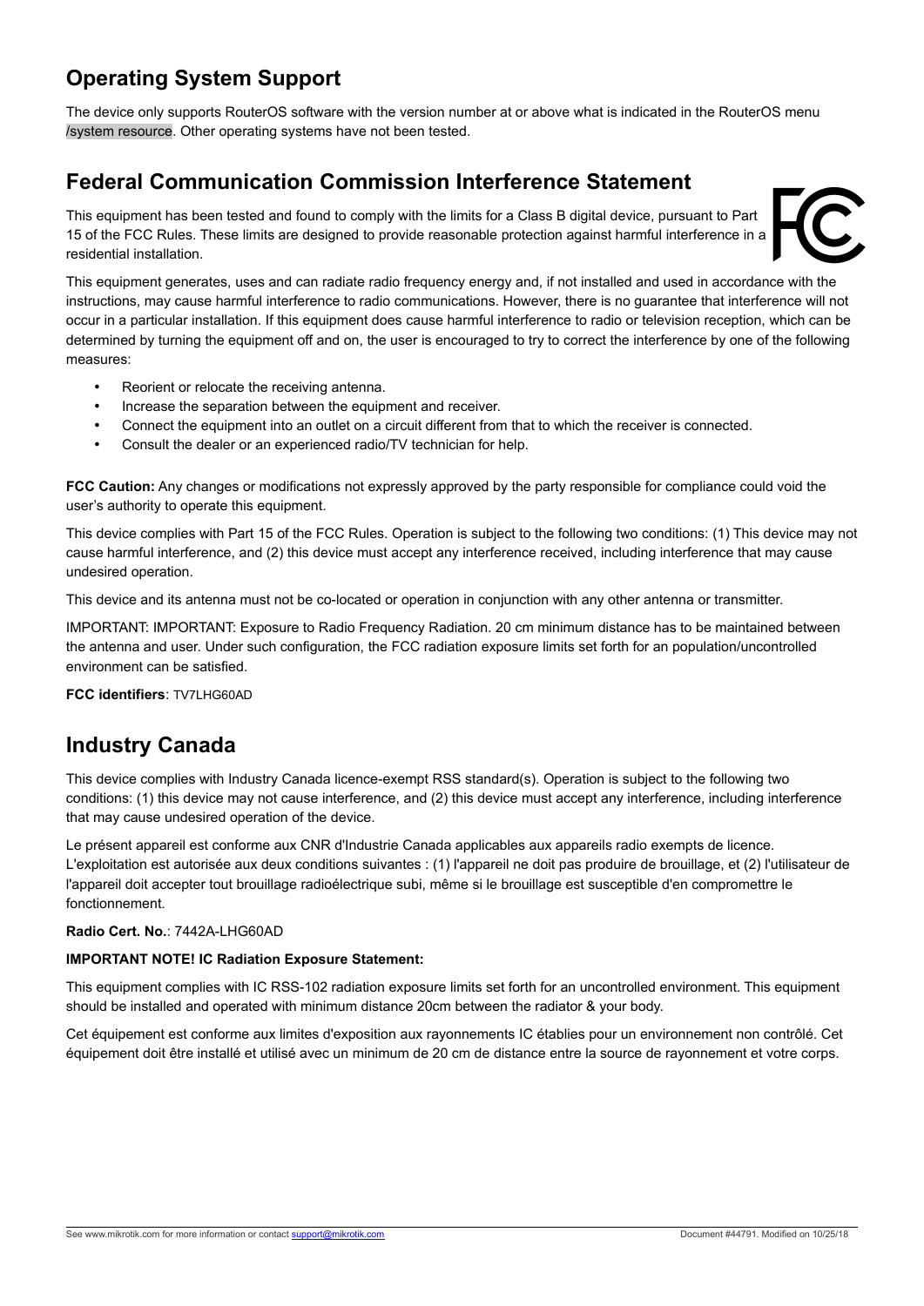## Operating System Support

The device only supports RouterOS software with the version number at or above what is indicated in the RouterOS menu /system resource. Other operating systems have not been tested.

## Federal Communication Commission Interference Statement

This equipment has been tested and found to comply with the limits for a Class B digital device, pursuant to Part 15 of the FCC Rules. These limits are designed to provide reasonable protection against harmful interference in a residential installation.

This equipment generates, uses and can radiate radio frequency energy and, if not installed and used in accordance with the instructions, may cause harmful interference to radio communications. However, there is no guarantee that interference will not occur in a particular installation. If this equipment does cause harmful interference to radio or television reception, which can be determined by turning the equipment off and on, the user is encouraged to try to correct the interference by one of the following measures:

- Reorient or relocate the receiving antenna.
- Increase the separation between the equipment and receiver.
- Connect the equipment into an outlet on a circuit different from that to which the receiver is connected.
- Consult the dealer or an experienced radio/TV technician for help.

**FCC Caution:** Any changes or modifications not expressly approved by the party responsible for compliance could void the user's authority to operate this equipment.

This device complies with Part 15 of the FCC Rules. Operation is subject to the following two conditions: (1) This device may not cause harmful interference, and (2) this device must accept any interference received, including interference that may cause undesired operation.

This device and its antenna must not be co-located or operation in conjunction with any other antenna or transmitter.

IMPORTANT: IMPORTANT: Exposure to Radio Frequency Radiation. 20 cm minimum distance has to be maintained between the antenna and user. Under such configuration, the FCC radiation exposure limits set forth for an population/uncontrolled environment can be satisfied.

**FCC identifiers**: TV7LHG60AD

## Industry Canada

This device complies with Industry Canada licence-exempt RSS standard(s). Operation is subject to the following two conditions: (1) this device may not cause interference, and (2) this device must accept any interference, including interference that may cause undesired operation of the device.

Le présent appareil est conforme aux CNR d'Industrie Canada applicables aux appareils radio exempts de licence. L'exploitation est autorisée aux deux conditions suivantes : (1) l'appareil ne doit pas produire de brouillage, et (2) l'utilisateur de l'appareil doit accepter tout brouillage radioélectrique subi, même si le brouillage est susceptible d'en compromettre le fonctionnement.

**Radio Cert. No.**: 7442A-LHG60AD

**IMPORTANT NOTE! IC Radiation Exposure Statement:**

This equipment complies with IC RSS-102 radiation exposure limits set forth for an uncontrolled environment. This equipment should be installed and operated with minimum distance 20cm between the radiator & your body.

Cet équipement est conforme aux limites d'exposition aux rayonnements IC établies pour un environnement non contrôlé. Cet équipement doit être installé et utilisé avec un minimum de 20 cm de distance entre la source de rayonnement et votre corps.